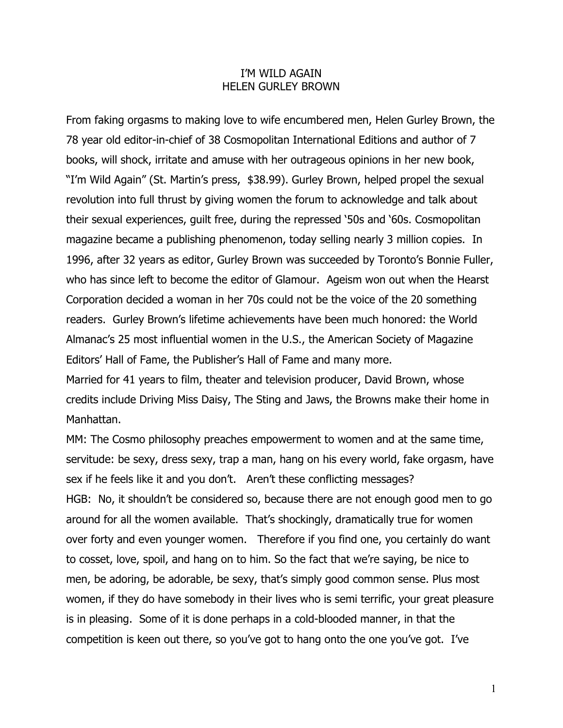# I'M WILD AGAIN
# HELEN GURLEY BROWN

From faking orgasms to making love to wife encumbered men, Helen Gurley Brown, the 78 year old editor-in-chief of 38 Cosmopolitan International Editions and author of 7 books, will shock, irritate and amuse with her outrageous opinions in her new book, "I'm Wild Again" (St. Martin's press, $38.99). Gurley Brown, helped propel the sexual revolution into full thrust by giving women the forum to acknowledge and talk about their sexual experiences, guilt free, during the repressed '50s and '60s. Cosmopolitan magazine became a publishing phenomenon, today selling nearly 3 million copies. In 1996, after 32 years as editor, Gurley Brown was succeeded by Toronto's Bonnie Fuller, who has since left to become the editor of Glamour. Ageism won out when the Hearst Corporation decided a woman in her 70s could not be the voice of the 20 something readers. Gurley Brown's lifetime achievements have been much honored: the World Almanac's 25 most influential women in the U.S., the American Society of Magazine Editors' Hall of Fame, the Publisher's Hall of Fame and many more.

Married for 41 years to film, theater and television producer, David Brown, whose credits include Driving Miss Daisy, The Sting and Jaws, the Browns make their home in Manhattan.

MM: The Cosmo philosophy preaches empowerment to women and at the same time, servitude: be sexy, dress sexy, trap a man, hang on his every world, fake orgasm, have sex if he feels like it and you don't. Aren't these conflicting messages?

HGB: No, it shouldn't be considered so, because there are not enough good men to go around for all the women available. That's shockingly, dramatically true for women over forty and even younger women. Therefore if you find one, you certainly do want to cosset, love, spoil, and hang on to him. So the fact that we're saying, be nice to men, be adoring, be adorable, be sexy, that's simply good common sense. Plus most women, if they do have somebody in their lives who is semi terrific, your great pleasure is in pleasing. Some of it is done perhaps in a cold-blooded manner, in that the competition is keen out there, so you've got to hang onto the one you've got. I've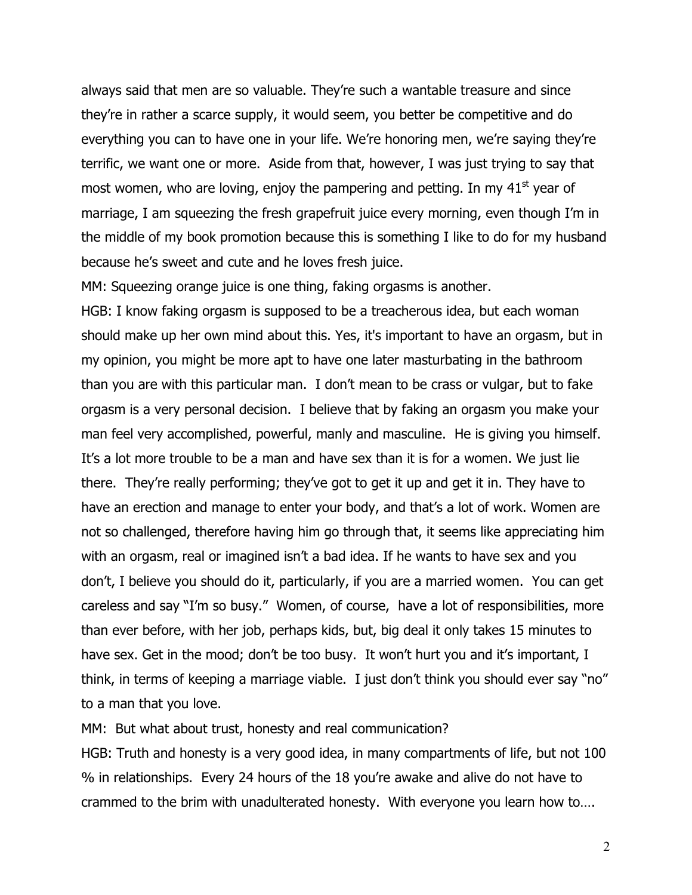always said that men are so valuable. They're such a wantable treasure and since they're in rather a scarce supply, it would seem, you better be competitive and do everything you can to have one in your life. We're honoring men, we're saying they're terrific, we want one or more. Aside from that, however, I was just trying to say that most women, who are loving, enjoy the pampering and petting. In my 41st year of marriage, I am squeezing the fresh grapefruit juice every morning, even though I'm in the middle of my book promotion because this is something I like to do for my husband because he's sweet and cute and he loves fresh juice.

MM: Squeezing orange juice is one thing, faking orgasms is another.

HGB: I know faking orgasm is supposed to be a treacherous idea, but each woman should make up her own mind about this. Yes, it's important to have an orgasm, but in my opinion, you might be more apt to have one later masturbating in the bathroom than you are with this particular man. I don't mean to be crass or vulgar, but to fake orgasm is a very personal decision. I believe that by faking an orgasm you make your man feel very accomplished, powerful, manly and masculine. He is giving you himself. It's a lot more trouble to be a man and have sex than it is for a women. We just lie there. They're really performing; they've got to get it up and get it in. They have to have an erection and manage to enter your body, and that's a lot of work. Women are not so challenged, therefore having him go through that, it seems like appreciating him with an orgasm, real or imagined isn't a bad idea. If he wants to have sex and you don't, I believe you should do it, particularly, if you are a married women. You can get careless and say "I'm so busy." Women, of course, have a lot of responsibilities, more than ever before, with her job, perhaps kids, but, big deal it only takes 15 minutes to have sex. Get in the mood; don't be too busy. It won't hurt you and it's important, I think, in terms of keeping a marriage viable. I just don't think you should ever say "no" to a man that you love.

MM: But what about trust, honesty and real communication?

HGB: Truth and honesty is a very good idea, in many compartments of life, but not 100 % in relationships. Every 24 hours of the 18 you're awake and alive do not have to crammed to the brim with unadulterated honesty. With everyone you learn how to….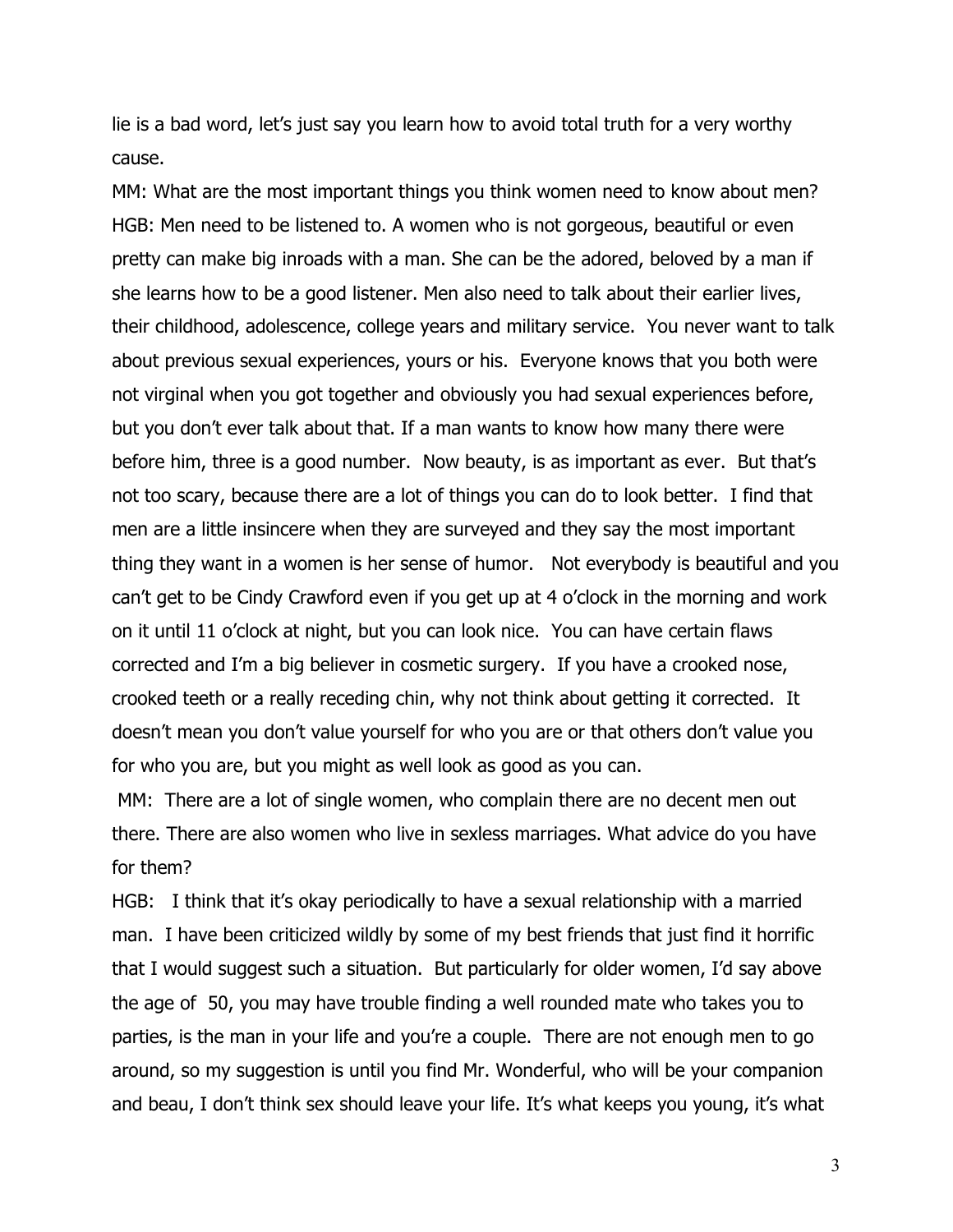lie is a bad word, let's just say you learn how to avoid total truth for a very worthy cause.

MM: What are the most important things you think women need to know about men?

HGB: Men need to be listened to. A women who is not gorgeous, beautiful or even pretty can make big inroads with a man. She can be the adored, beloved by a man if she learns how to be a good listener. Men also need to talk about their earlier lives, their childhood, adolescence, college years and military service. You never want to talk about previous sexual experiences, yours or his. Everyone knows that you both were not virginal when you got together and obviously you had sexual experiences before, but you don't ever talk about that. If a man wants to know how many there were before him, three is a good number. Now beauty, is as important as ever. But that's not too scary, because there are a lot of things you can do to look better. I find that men are a little insincere when they are surveyed and they say the most important thing they want in a women is her sense of humor. Not everybody is beautiful and you can't get to be Cindy Crawford even if you get up at 4 o'clock in the morning and work on it until 11 o'clock at night, but you can look nice. You can have certain flaws corrected and I'm a big believer in cosmetic surgery. If you have a crooked nose, crooked teeth or a really receding chin, why not think about getting it corrected. It doesn't mean you don't value yourself for who you are or that others don't value you for who you are, but you might as well look as good as you can.

MM: There are a lot of single women, who complain there are no decent men out there. There are also women who live in sexless marriages. What advice do you have for them?

HGB: I think that it's okay periodically to have a sexual relationship with a married man. I have been criticized wildly by some of my best friends that just find it horrific that I would suggest such a situation. But particularly for older women, I'd say above the age of 50, you may have trouble finding a well rounded mate who takes you to parties, is the man in your life and you're a couple. There are not enough men to go around, so my suggestion is until you find Mr. Wonderful, who will be your companion and beau, I don't think sex should leave your life. It's what keeps you young, it's what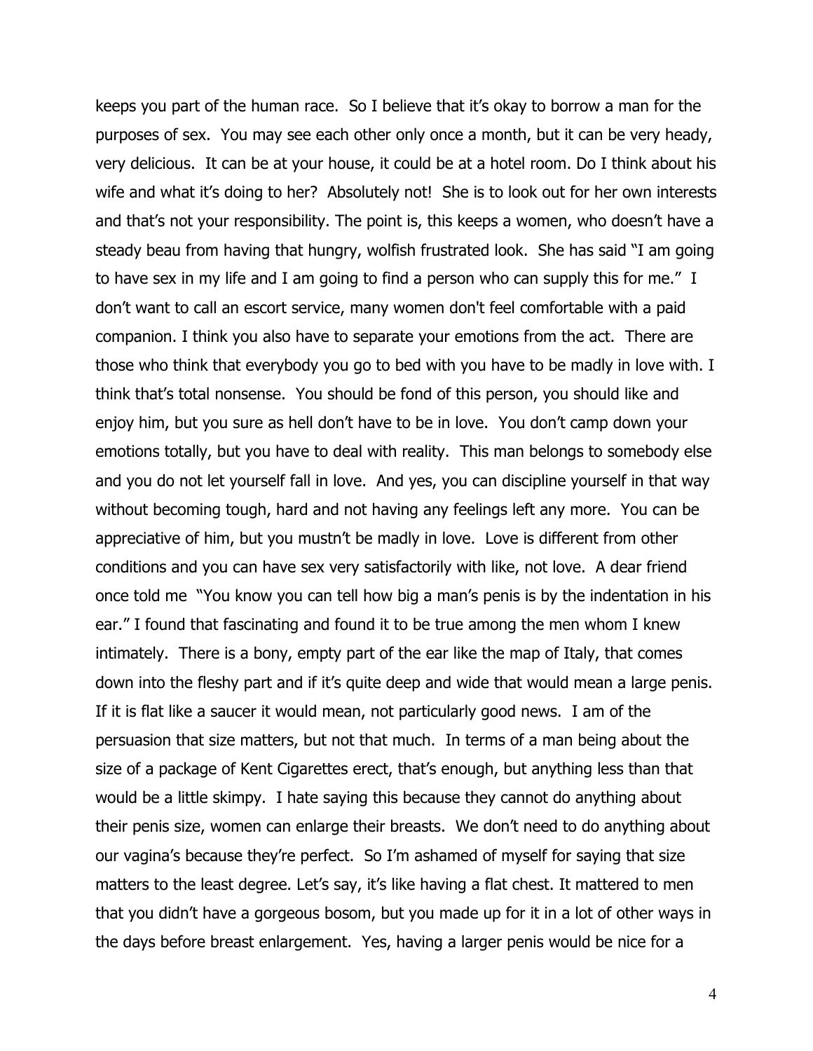keeps you part of the human race. So I believe that it's okay to borrow a man for the purposes of sex. You may see each other only once a month, but it can be very heady, very delicious. It can be at your house, it could be at a hotel room. Do I think about his wife and what it's doing to her? Absolutely not! She is to look out for her own interests and that's not your responsibility. The point is, this keeps a women, who doesn't have a steady beau from having that hungry, wolfish frustrated look. She has said "I am going to have sex in my life and I am going to find a person who can supply this for me." I don't want to call an escort service, many women don't feel comfortable with a paid companion. I think you also have to separate your emotions from the act. There are those who think that everybody you go to bed with you have to be madly in love with. I think that's total nonsense. You should be fond of this person, you should like and enjoy him, but you sure as hell don't have to be in love. You don't camp down your emotions totally, but you have to deal with reality. This man belongs to somebody else and you do not let yourself fall in love. And yes, you can discipline yourself in that way without becoming tough, hard and not having any feelings left any more. You can be appreciative of him, but you mustn't be madly in love. Love is different from other conditions and you can have sex very satisfactorily with like, not love. A dear friend once told me "You know you can tell how big a man's penis is by the indentation in his ear." I found that fascinating and found it to be true among the men whom I knew intimately. There is a bony, empty part of the ear like the map of Italy, that comes down into the fleshy part and if it's quite deep and wide that would mean a large penis. If it is flat like a saucer it would mean, not particularly good news. I am of the persuasion that size matters, but not that much. In terms of a man being about the size of a package of Kent Cigarettes erect, that's enough, but anything less than that would be a little skimpy. I hate saying this because they cannot do anything about their penis size, women can enlarge their breasts. We don't need to do anything about our vagina's because they're perfect. So I'm ashamed of myself for saying that size matters to the least degree. Let's say, it's like having a flat chest. It mattered to men that you didn't have a gorgeous bosom, but you made up for it in a lot of other ways in the days before breast enlargement. Yes, having a larger penis would be nice for a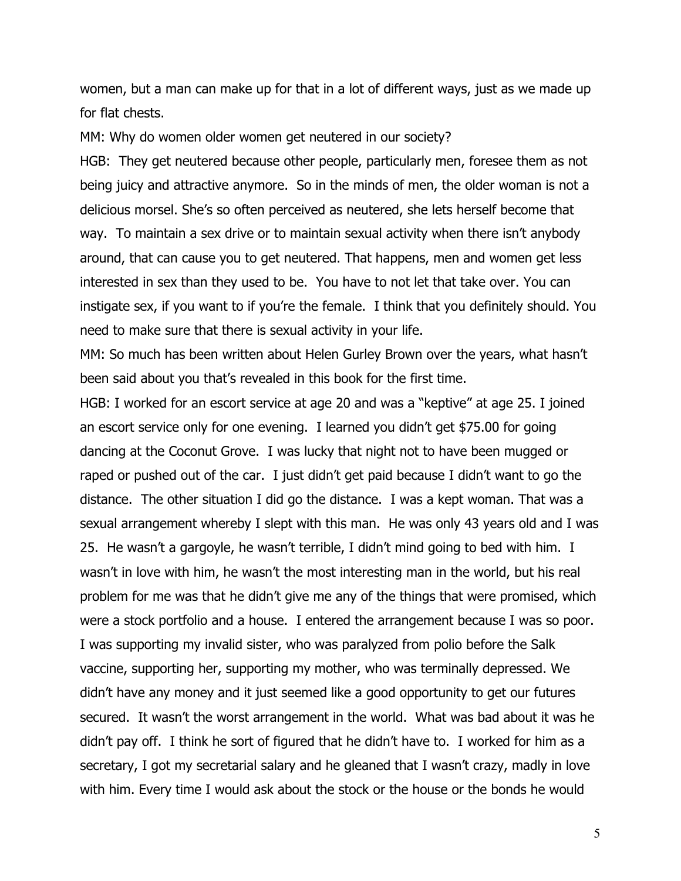women, but a man can make up for that in a lot of different ways, just as we made up for flat chests.

MM: Why do women older women get neutered in our society?

HGB: They get neutered because other people, particularly men, foresee them as not being juicy and attractive anymore. So in the minds of men, the older woman is not a delicious morsel. She's so often perceived as neutered, she lets herself become that way. To maintain a sex drive or to maintain sexual activity when there isn't anybody around, that can cause you to get neutered. That happens, men and women get less interested in sex than they used to be. You have to not let that take over. You can instigate sex, if you want to if you're the female. I think that you definitely should. You need to make sure that there is sexual activity in your life.

MM: So much has been written about Helen Gurley Brown over the years, what hasn't been said about you that's revealed in this book for the first time.

HGB: I worked for an escort service at age 20 and was a "keptive" at age 25. I joined an escort service only for one evening. I learned you didn't get $75.00 for going dancing at the Coconut Grove. I was lucky that night not to have been mugged or raped or pushed out of the car. I just didn't get paid because I didn't want to go the distance. The other situation I did go the distance. I was a kept woman. That was a sexual arrangement whereby I slept with this man. He was only 43 years old and I was 25. He wasn't a gargoyle, he wasn't terrible, I didn't mind going to bed with him. I wasn't in love with him, he wasn't the most interesting man in the world, but his real problem for me was that he didn't give me any of the things that were promised, which were a stock portfolio and a house. I entered the arrangement because I was so poor. I was supporting my invalid sister, who was paralyzed from polio before the Salk vaccine, supporting her, supporting my mother, who was terminally depressed. We didn't have any money and it just seemed like a good opportunity to get our futures secured. It wasn't the worst arrangement in the world. What was bad about it was he didn't pay off. I think he sort of figured that he didn't have to. I worked for him as a secretary, I got my secretarial salary and he gleaned that I wasn't crazy, madly in love with him. Every time I would ask about the stock or the house or the bonds he would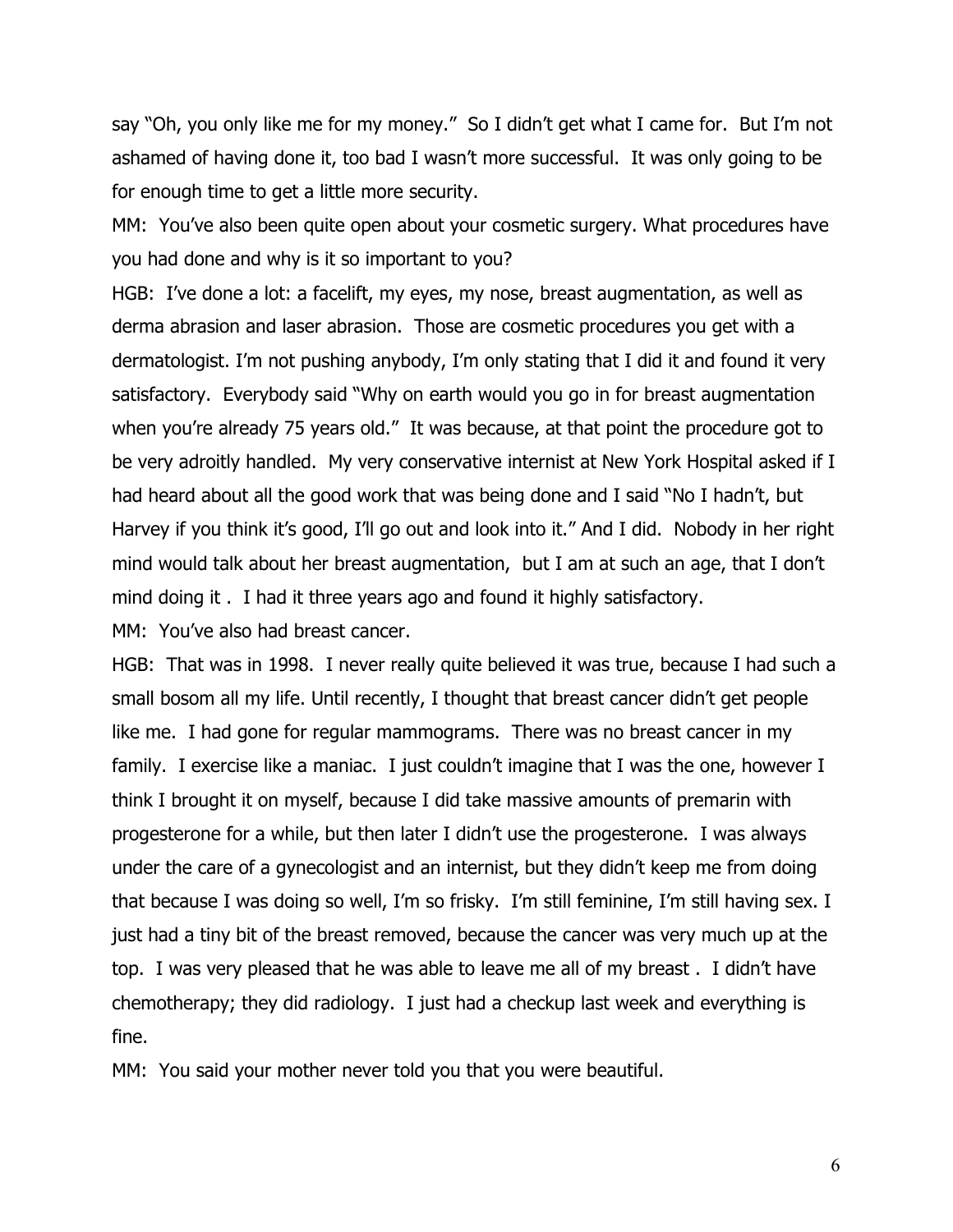say "Oh, you only like me for my money." So I didn't get what I came for. But I'm not ashamed of having done it, too bad I wasn't more successful. It was only going to be for enough time to get a little more security.

MM: You've also been quite open about your cosmetic surgery. What procedures have you had done and why is it so important to you?

HGB: I've done a lot: a facelift, my eyes, my nose, breast augmentation, as well as derma abrasion and laser abrasion. Those are cosmetic procedures you get with a dermatologist. I'm not pushing anybody, I'm only stating that I did it and found it very satisfactory. Everybody said "Why on earth would you go in for breast augmentation when you're already 75 years old." It was because, at that point the procedure got to be very adroitly handled. My very conservative internist at New York Hospital asked if I had heard about all the good work that was being done and I said "No I hadn't, but Harvey if you think it's good, I'll go out and look into it." And I did. Nobody in her right mind would talk about her breast augmentation, but I am at such an age, that I don't mind doing it . I had it three years ago and found it highly satisfactory.

MM: You've also had breast cancer.

HGB: That was in 1998. I never really quite believed it was true, because I had such a small bosom all my life. Until recently, I thought that breast cancer didn't get people like me. I had gone for regular mammograms. There was no breast cancer in my family. I exercise like a maniac. I just couldn't imagine that I was the one, however I think I brought it on myself, because I did take massive amounts of premarin with progesterone for a while, but then later I didn't use the progesterone. I was always under the care of a gynecologist and an internist, but they didn't keep me from doing that because I was doing so well, I'm so frisky. I'm still feminine, I'm still having sex. I just had a tiny bit of the breast removed, because the cancer was very much up at the top. I was very pleased that he was able to leave me all of my breast . I didn't have chemotherapy; they did radiology. I just had a checkup last week and everything is fine.

MM: You said your mother never told you that you were beautiful.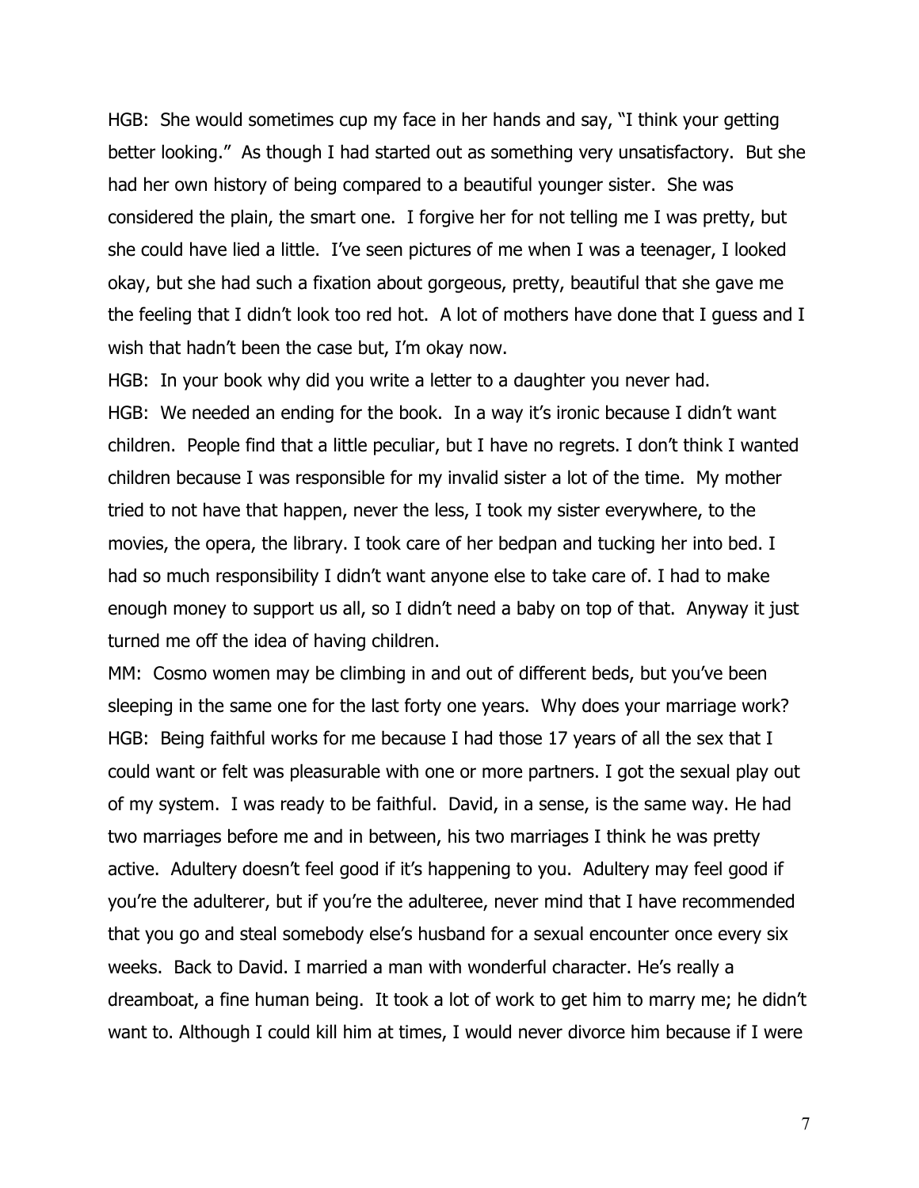HGB: She would sometimes cup my face in her hands and say, "I think your getting better looking." As though I had started out as something very unsatisfactory. But she had her own history of being compared to a beautiful younger sister. She was considered the plain, the smart one. I forgive her for not telling me I was pretty, but she could have lied a little. I've seen pictures of me when I was a teenager, I looked okay, but she had such a fixation about gorgeous, pretty, beautiful that she gave me the feeling that I didn't look too red hot. A lot of mothers have done that I guess and I wish that hadn't been the case but, I'm okay now.

HGB: In your book why did you write a letter to a daughter you never had.

HGB: We needed an ending for the book. In a way it's ironic because I didn't want children. People find that a little peculiar, but I have no regrets. I don't think I wanted children because I was responsible for my invalid sister a lot of the time. My mother tried to not have that happen, never the less, I took my sister everywhere, to the movies, the opera, the library. I took care of her bedpan and tucking her into bed. I had so much responsibility I didn't want anyone else to take care of. I had to make enough money to support us all, so I didn't need a baby on top of that. Anyway it just turned me off the idea of having children.

MM: Cosmo women may be climbing in and out of different beds, but you've been sleeping in the same one for the last forty one years. Why does your marriage work?

HGB: Being faithful works for me because I had those 17 years of all the sex that I could want or felt was pleasurable with one or more partners. I got the sexual play out of my system. I was ready to be faithful. David, in a sense, is the same way. He had two marriages before me and in between, his two marriages I think he was pretty active. Adultery doesn't feel good if it's happening to you. Adultery may feel good if you're the adulterer, but if you're the adulteree, never mind that I have recommended that you go and steal somebody else's husband for a sexual encounter once every six weeks. Back to David. I married a man with wonderful character. He's really a dreamboat, a fine human being. It took a lot of work to get him to marry me; he didn't want to. Although I could kill him at times, I would never divorce him because if I were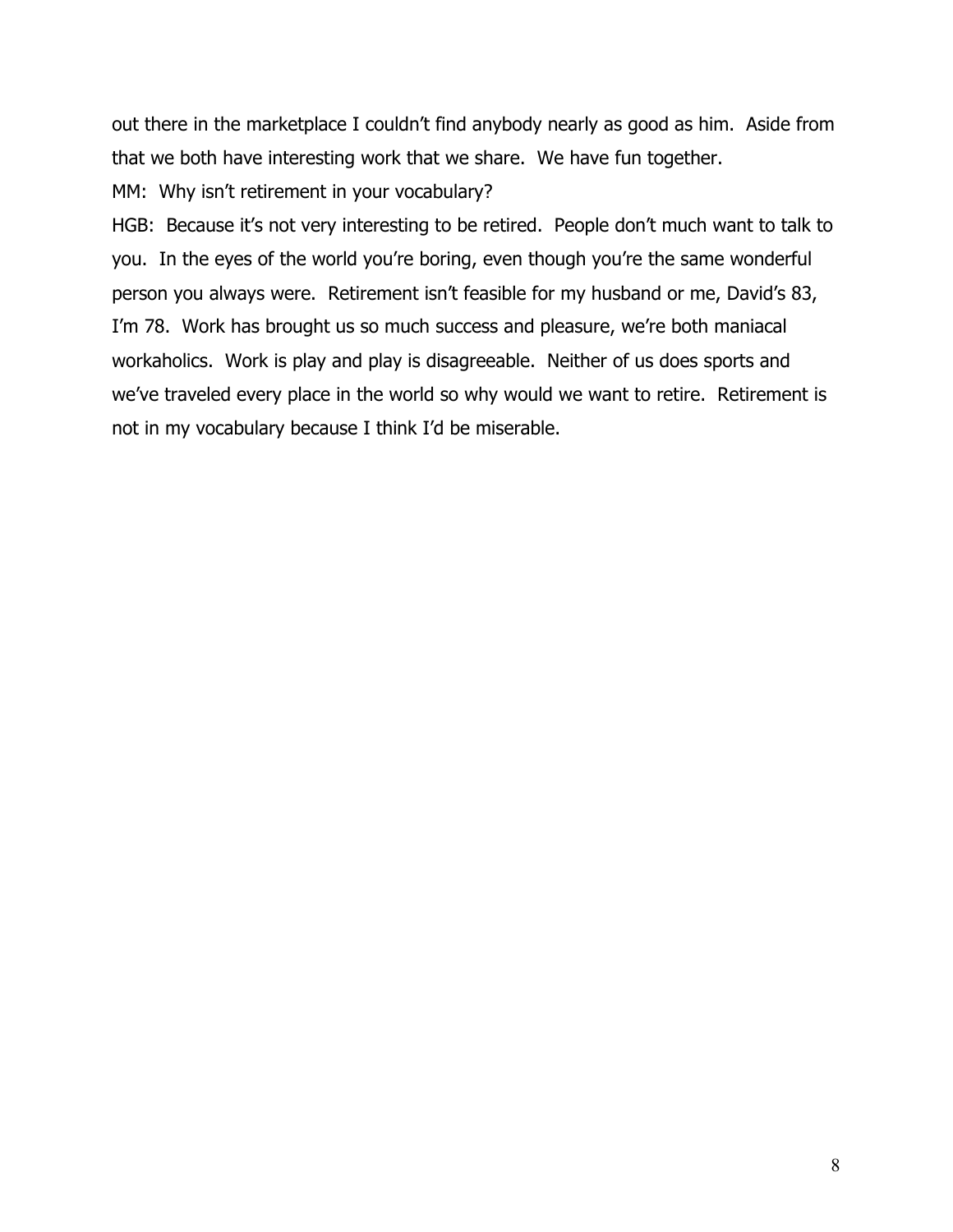out there in the marketplace I couldn't find anybody nearly as good as him. Aside from that we both have interesting work that we share. We have fun together.

MM: Why isn't retirement in your vocabulary?

HGB: Because it's not very interesting to be retired. People don't much want to talk to you. In the eyes of the world you're boring, even though you're the same wonderful person you always were. Retirement isn't feasible for my husband or me, David's 83, I'm 78. Work has brought us so much success and pleasure, we're both maniacal workaholics. Work is play and play is disagreeable. Neither of us does sports and we've traveled every place in the world so why would we want to retire. Retirement is not in my vocabulary because I think I'd be miserable.